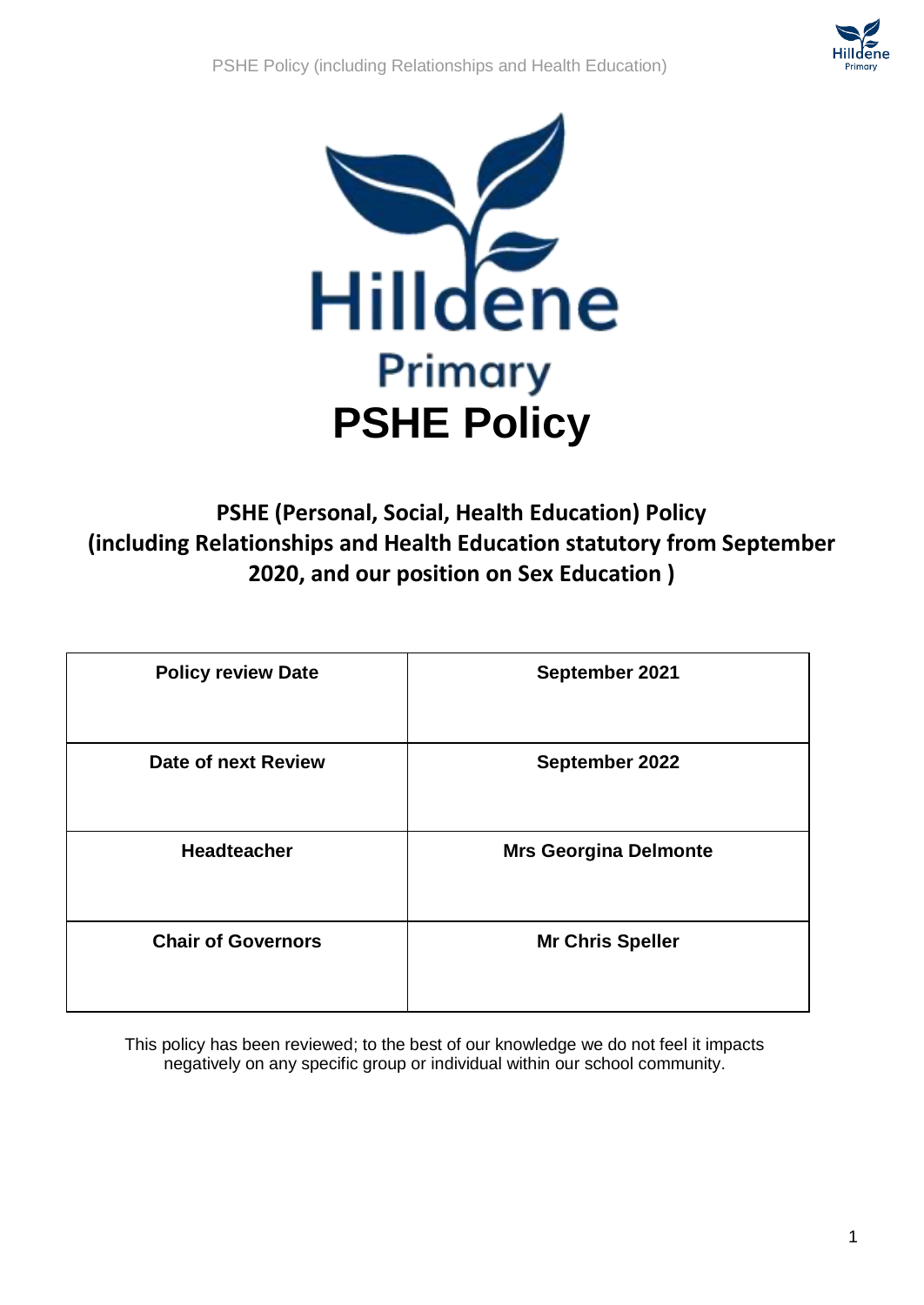Hilldene Primary

# PSHE Policy

## PSHE (Personal, Social, Health Education) Policy (including Relationships and Health Education statutory from September 2020, and our position on Sex Education )

| Policy review Date | September 2021 |
|---|---|
| Date of next Review | September 2022 |
| Headteacher | Mrs Georgina Delmonte |
| Chair of Governors | Mr Chris Speller |

This policy has been reviewed; to the best of our knowledge we do not feel it impacts negatively on any specific group or individual within our school community.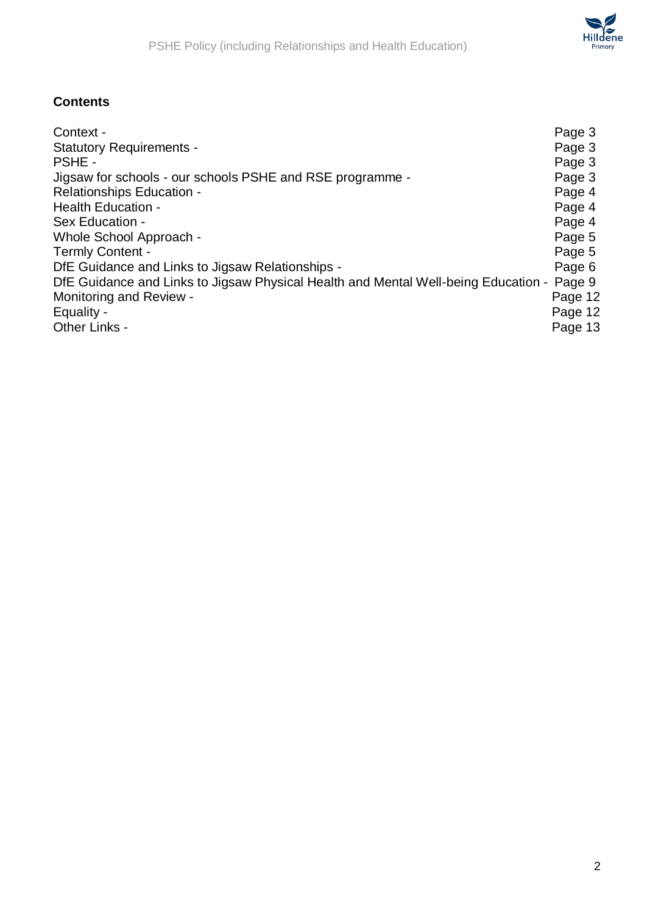## Contents

| | |
|---|---|
| Context - | Page 3 |
| Statutory Requirements - | Page 3 |
| PSHE - | Page 3 |
| Jigsaw for schools - our schools PSHE and RSE programme - | Page 3 |
| Relationships Education - | Page 4 |
| Health Education - | Page 4 |
| Sex Education - | Page 4 |
| Whole School Approach - | Page 5 |
| Termly Content - | Page 5 |
| DfE Guidance and Links to Jigsaw Relationships - | Page 6 |
| DfE Guidance and Links to Jigsaw Physical Health and Mental Well-being Education - | Page 9 |
| Monitoring and Review - | Page 12 |
| Equality - | Page 12 |
| Other Links - | Page 13 |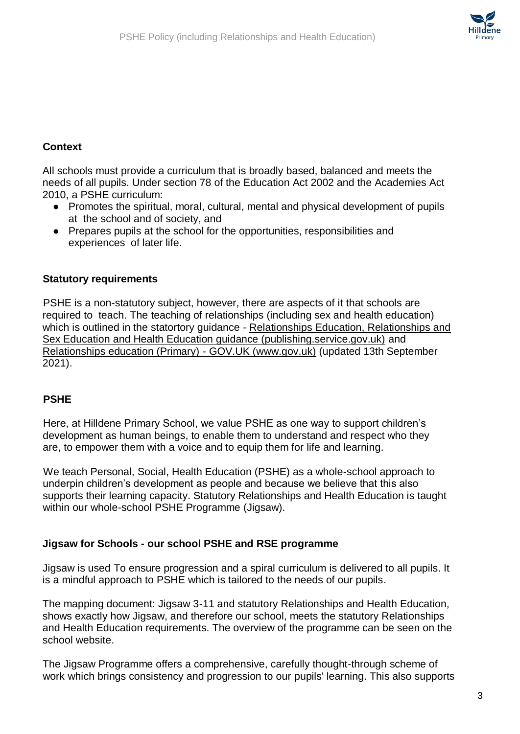**Context**

All schools must provide a curriculum that is broadly based, balanced and meets the needs of all pupils. Under section 78 of the Education Act 2002 and the Academies Act 2010, a PSHE curriculum:

- Promotes the spiritual, moral, cultural, mental and physical development of pupils at the school and of society, and
- Prepares pupils at the school for the opportunities, responsibilities and experiences of later life.

**Statutory requirements**

PSHE is a non-statutory subject, however, there are aspects of it that schools are required to teach. The teaching of relationships (including sex and health education) which is outlined in the statortory guidance - Relationships Education, Relationships and Sex Education and Health Education guidance (publishing.service.gov.uk) and Relationships education (Primary) - GOV.UK (www.gov.uk) (updated 13th September 2021).

**PSHE**

Here, at Hilldene Primary School, we value PSHE as one way to support children's development as human beings, to enable them to understand and respect who they are, to empower them with a voice and to equip them for life and learning.

We teach Personal, Social, Health Education (PSHE) as a whole-school approach to underpin children's development as people and because we believe that this also supports their learning capacity. Statutory Relationships and Health Education is taught within our whole-school PSHE Programme (Jigsaw).

**Jigsaw for Schools - our school PSHE and RSE programme**

Jigsaw is used To ensure progression and a spiral curriculum is delivered to all pupils. It is a mindful approach to PSHE which is tailored to the needs of our pupils.

The mapping document: Jigsaw 3-11 and statutory Relationships and Health Education, shows exactly how Jigsaw, and therefore our school, meets the statutory Relationships and Health Education requirements. The overview of the programme can be seen on the school website.

The Jigsaw Programme offers a comprehensive, carefully thought-through scheme of work which brings consistency and progression to our pupils' learning. This also supports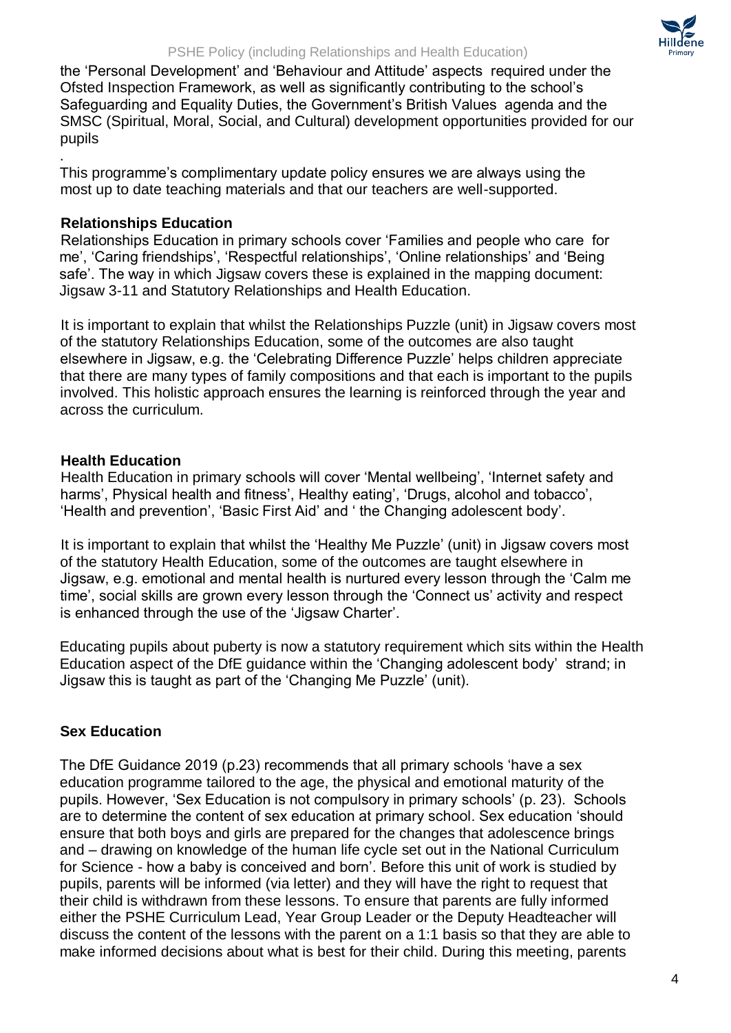the 'Personal Development' and 'Behaviour and Attitude' aspects required under the Ofsted Inspection Framework, as well as significantly contributing to the school's Safeguarding and Equality Duties, the Government's British Values agenda and the SMSC (Spiritual, Moral, Social, and Cultural) development opportunities provided for our pupils

.
This programme's complimentary update policy ensures we are always using the most up to date teaching materials and that our teachers are well-supported.

**Relationships Education**

Relationships Education in primary schools cover 'Families and people who care for me', 'Caring friendships', 'Respectful relationships', 'Online relationships' and 'Being safe'. The way in which Jigsaw covers these is explained in the mapping document: Jigsaw 3-11 and Statutory Relationships and Health Education.

It is important to explain that whilst the Relationships Puzzle (unit) in Jigsaw covers most of the statutory Relationships Education, some of the outcomes are also taught elsewhere in Jigsaw, e.g. the 'Celebrating Difference Puzzle' helps children appreciate that there are many types of family compositions and that each is important to the pupils involved. This holistic approach ensures the learning is reinforced through the year and across the curriculum.

**Health Education**

Health Education in primary schools will cover 'Mental wellbeing', 'Internet safety and harms', Physical health and fitness', Healthy eating', 'Drugs, alcohol and tobacco', 'Health and prevention', 'Basic First Aid' and ' the Changing adolescent body'.

It is important to explain that whilst the 'Healthy Me Puzzle' (unit) in Jigsaw covers most of the statutory Health Education, some of the outcomes are taught elsewhere in Jigsaw, e.g. emotional and mental health is nurtured every lesson through the 'Calm me time', social skills are grown every lesson through the 'Connect us' activity and respect is enhanced through the use of the 'Jigsaw Charter'.

Educating pupils about puberty is now a statutory requirement which sits within the Health Education aspect of the DfE guidance within the 'Changing adolescent body' strand; in Jigsaw this is taught as part of the 'Changing Me Puzzle' (unit).

**Sex Education**

The DfE Guidance 2019 (p.23) recommends that all primary schools 'have a sex education programme tailored to the age, the physical and emotional maturity of the pupils. However, 'Sex Education is not compulsory in primary schools' (p. 23). Schools are to determine the content of sex education at primary school. Sex education 'should ensure that both boys and girls are prepared for the changes that adolescence brings and – drawing on knowledge of the human life cycle set out in the National Curriculum for Science - how a baby is conceived and born'. Before this unit of work is studied by pupils, parents will be informed (via letter) and they will have the right to request that their child is withdrawn from these lessons. To ensure that parents are fully informed either the PSHE Curriculum Lead, Year Group Leader or the Deputy Headteacher will discuss the content of the lessons with the parent on a 1:1 basis so that they are able to make informed decisions about what is best for their child. During this meeting, parents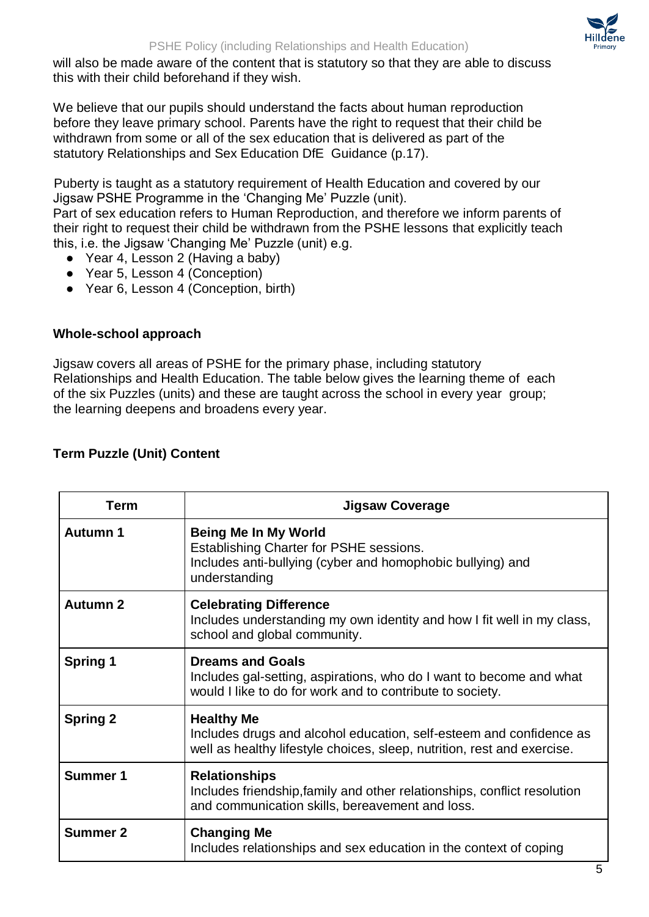will also be made aware of the content that is statutory so that they are able to discuss this with their child beforehand if they wish.

We believe that our pupils should understand the facts about human reproduction before they leave primary school. Parents have the right to request that their child be withdrawn from some or all of the sex education that is delivered as part of the statutory Relationships and Sex Education DfE Guidance (p.17).

Puberty is taught as a statutory requirement of Health Education and covered by our Jigsaw PSHE Programme in the 'Changing Me' Puzzle (unit).
Part of sex education refers to Human Reproduction, and therefore we inform parents of their right to request their child be withdrawn from the PSHE lessons that explicitly teach this, i.e. the Jigsaw 'Changing Me' Puzzle (unit) e.g.

- Year 4, Lesson 2 (Having a baby)
- Year 5, Lesson 4 (Conception)
- Year 6, Lesson 4 (Conception, birth)

**Whole-school approach**

Jigsaw covers all areas of PSHE for the primary phase, including statutory Relationships and Health Education. The table below gives the learning theme of each of the six Puzzles (units) and these are taught across the school in every year group; the learning deepens and broadens every year.

**Term Puzzle (Unit) Content**

| Term | Jigsaw Coverage |
|---|---|
| **Autumn 1** | **Being Me In My World**<br>Establishing Charter for PSHE sessions.<br>Includes anti-bullying (cyber and homophobic bullying) and understanding |
| **Autumn 2** | **Celebrating Difference**<br>Includes understanding my own identity and how I fit well in my class, school and global community. |
| **Spring 1** | **Dreams and Goals**<br>Includes gal-setting, aspirations, who do I want to become and what would I like to do for work and to contribute to society. |
| **Spring 2** | **Healthy Me**<br>Includes drugs and alcohol education, self-esteem and confidence as well as healthy lifestyle choices, sleep, nutrition, rest and exercise. |
| **Summer 1** | **Relationships**<br>Includes friendship,family and other relationships, conflict resolution and communication skills, bereavement and loss. |
| **Summer 2** | **Changing Me**<br>Includes relationships and sex education in the context of coping |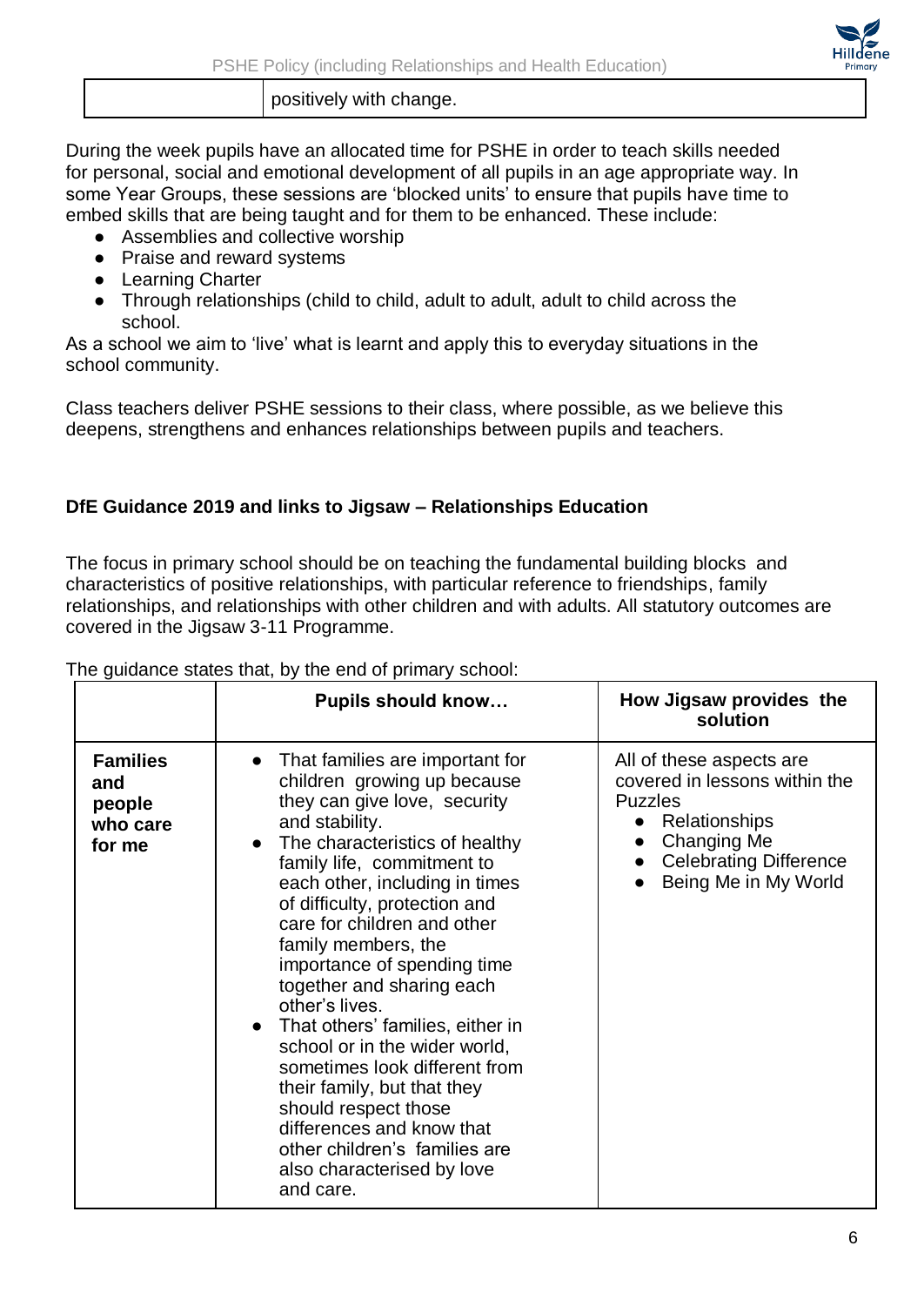| | positively with change. |
|---|---|

During the week pupils have an allocated time for PSHE in order to teach skills needed for personal, social and emotional development of all pupils in an age appropriate way. In some Year Groups, these sessions are 'blocked units' to ensure that pupils have time to embed skills that are being taught and for them to be enhanced. These include:

- Assemblies and collective worship
- Praise and reward systems
- Learning Charter
- Through relationships (child to child, adult to adult, adult to child across the school.

As a school we aim to 'live' what is learnt and apply this to everyday situations in the school community.

Class teachers deliver PSHE sessions to their class, where possible, as we believe this deepens, strengthens and enhances relationships between pupils and teachers.

**DfE Guidance 2019 and links to Jigsaw – Relationships Education**

The focus in primary school should be on teaching the fundamental building blocks and characteristics of positive relationships, with particular reference to friendships, family relationships, and relationships with other children and with adults. All statutory outcomes are covered in the Jigsaw 3-11 Programme.

The guidance states that, by the end of primary school:

| | **Pupils should know…** | **How Jigsaw provides the solution** |
|---|---|---|
| **Families and people who care for me** | • That families are important for children growing up because they can give love, security and stability.<br>• The characteristics of healthy family life, commitment to each other, including in times of difficulty, protection and care for children and other family members, the importance of spending time together and sharing each other's lives.<br>• That others' families, either in school or in the wider world, sometimes look different from their family, but that they should respect those differences and know that other children's families are also characterised by love and care. | All of these aspects are covered in lessons within the Puzzles<br>• Relationships<br>• Changing Me<br>• Celebrating Difference<br>• Being Me in My World |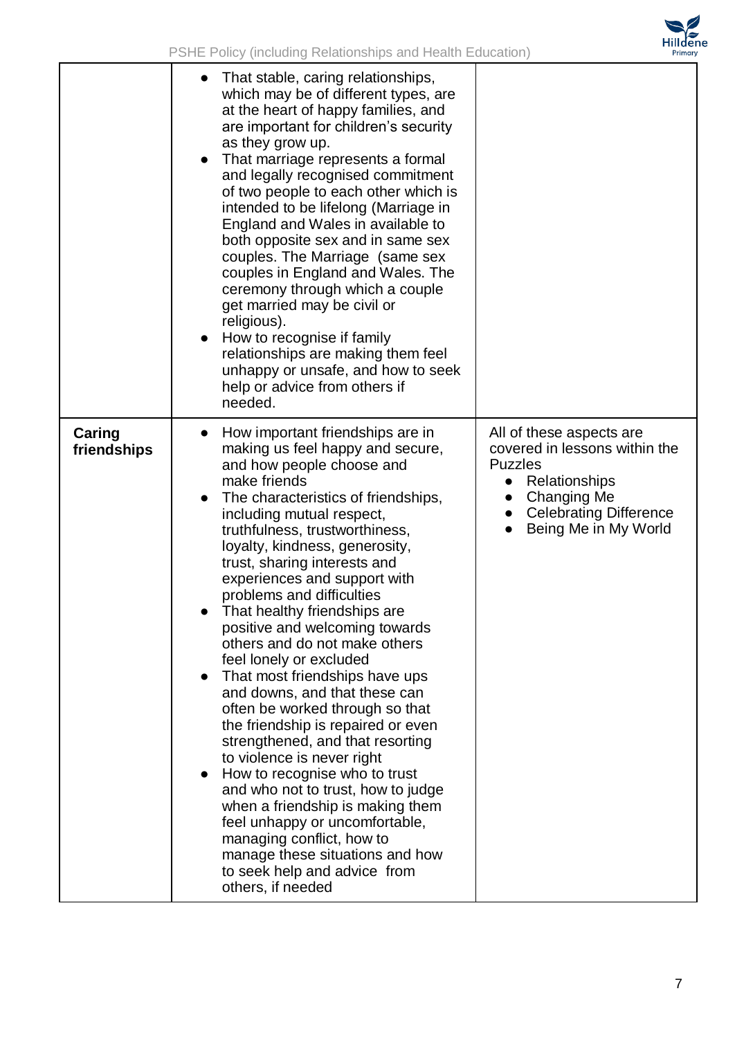| | | |
|---|---|---|
| | • That stable, caring relationships, which may be of different types, are at the heart of happy families, and are important for children's security as they grow up.<br>• That marriage represents a formal and legally recognised commitment of two people to each other which is intended to be lifelong (Marriage in England and Wales in available to both opposite sex and in same sex couples. The Marriage (same sex couples in England and Wales. The ceremony through which a couple get married may be civil or religious).<br>• How to recognise if family relationships are making them feel unhappy or unsafe, and how to seek help or advice from others if needed. | |
| **Caring friendships** | • How important friendships are in making us feel happy and secure, and how people choose and make friends<br>• The characteristics of friendships, including mutual respect, truthfulness, trustworthiness, loyalty, kindness, generosity, trust, sharing interests and experiences and support with problems and difficulties<br>• That healthy friendships are positive and welcoming towards others and do not make others feel lonely or excluded<br>• That most friendships have ups and downs, and that these can often be worked through so that the friendship is repaired or even strengthened, and that resorting to violence is never right<br>• How to recognise who to trust and who not to trust, how to judge when a friendship is making them feel unhappy or uncomfortable, managing conflict, how to manage these situations and how to seek help and advice from others, if needed | All of these aspects are covered in lessons within the Puzzles<br>• Relationships<br>• Changing Me<br>• Celebrating Difference<br>• Being Me in My World |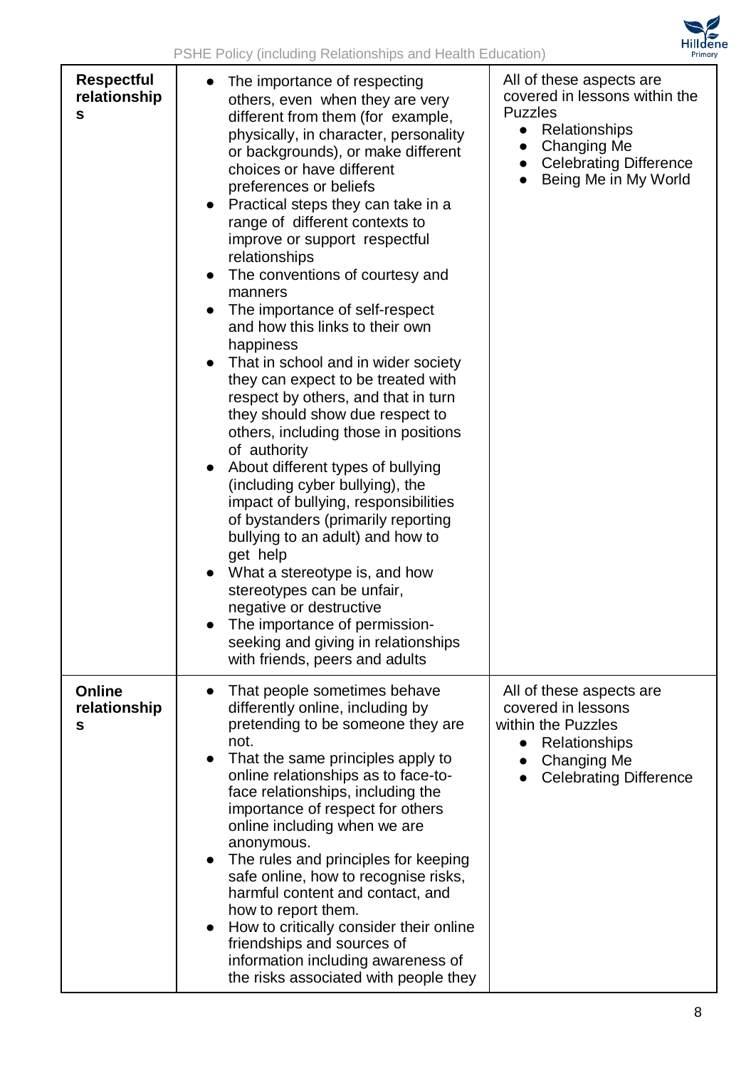| Respectful relationships | • The importance of respecting others, even when they are very different from them (for example, physically, in character, personality or backgrounds), or make different choices or have different preferences or beliefs<br>• Practical steps they can take in a range of different contexts to improve or support respectful relationships<br>• The conventions of courtesy and manners<br>• The importance of self-respect and how this links to their own happiness<br>• That in school and in wider society they can expect to be treated with respect by others, and that in turn they should show due respect to others, including those in positions of authority<br>• About different types of bullying (including cyber bullying), the impact of bullying, responsibilities of bystanders (primarily reporting bullying to an adult) and how to get help<br>• What a stereotype is, and how stereotypes can be unfair, negative or destructive<br>• The importance of permission-seeking and giving in relationships with friends, peers and adults | All of these aspects are covered in lessons within the Puzzles<br>• Relationships<br>• Changing Me<br>• Celebrating Difference<br>• Being Me in My World |
|---|---|---|
| Online relationships | • That people sometimes behave differently online, including by pretending to be someone they are not.<br>• That the same principles apply to online relationships as to face-to-face relationships, including the importance of respect for others online including when we are anonymous.<br>• The rules and principles for keeping safe online, how to recognise risks, harmful content and contact, and how to report them.<br>• How to critically consider their online friendships and sources of information including awareness of the risks associated with people they | All of these aspects are covered in lessons within the Puzzles<br>• Relationships<br>• Changing Me<br>• Celebrating Difference |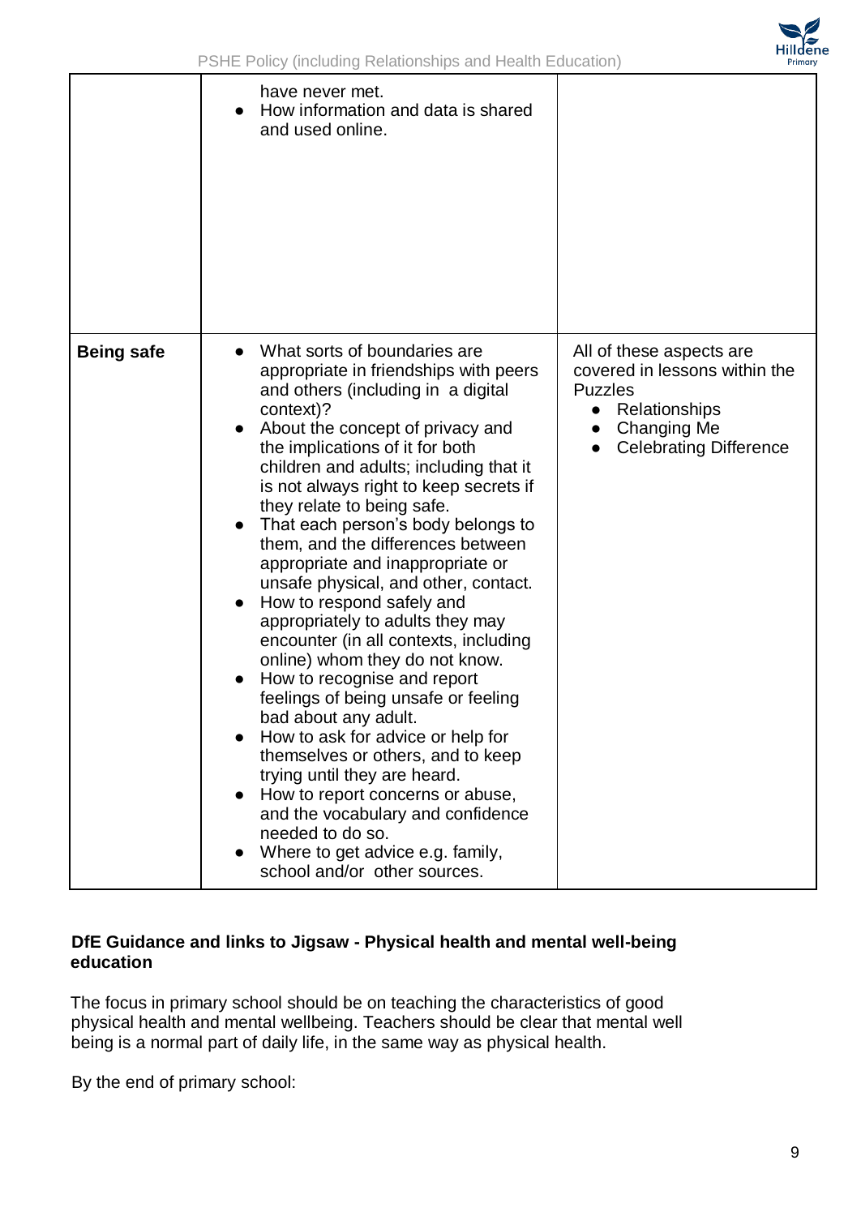| | | |
|---|---|---|
| | have never met.<br>● How information and data is shared and used online. | |
| **Being safe** | ● What sorts of boundaries are appropriate in friendships with peers and others (including in a digital context)?<br>● About the concept of privacy and the implications of it for both children and adults; including that it is not always right to keep secrets if they relate to being safe.<br>● That each person's body belongs to them, and the differences between appropriate and inappropriate or unsafe physical, and other, contact.<br>● How to respond safely and appropriately to adults they may encounter (in all contexts, including online) whom they do not know.<br>● How to recognise and report feelings of being unsafe or feeling bad about any adult.<br>● How to ask for advice or help for themselves or others, and to keep trying until they are heard.<br>● How to report concerns or abuse, and the vocabulary and confidence needed to do so.<br>● Where to get advice e.g. family, school and/or other sources. | All of these aspects are covered in lessons within the Puzzles<br>● Relationships<br>● Changing Me<br>● Celebrating Difference |

**DfE Guidance and links to Jigsaw - Physical health and mental well-being education**

The focus in primary school should be on teaching the characteristics of good physical health and mental wellbeing. Teachers should be clear that mental well being is a normal part of daily life, in the same way as physical health.

By the end of primary school: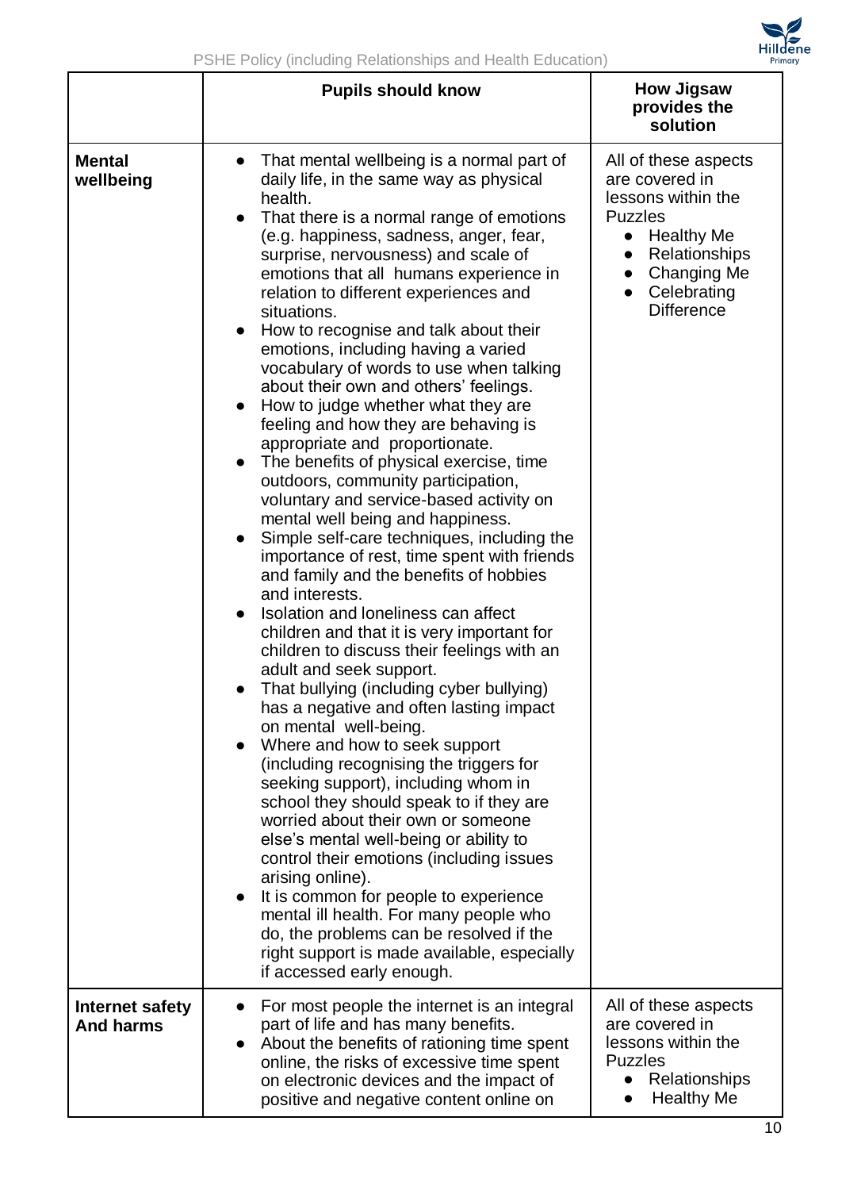| | Pupils should know | How Jigsaw provides the solution |
|---|---|---|
| **Mental wellbeing** | • That mental wellbeing is a normal part of daily life, in the same way as physical health.<br>• That there is a normal range of emotions (e.g. happiness, sadness, anger, fear, surprise, nervousness) and scale of emotions that all humans experience in relation to different experiences and situations.<br>• How to recognise and talk about their emotions, including having a varied vocabulary of words to use when talking about their own and others' feelings.<br>• How to judge whether what they are feeling and how they are behaving is appropriate and proportionate.<br>• The benefits of physical exercise, time outdoors, community participation, voluntary and service-based activity on mental well being and happiness.<br>• Simple self-care techniques, including the importance of rest, time spent with friends and family and the benefits of hobbies and interests.<br>• Isolation and loneliness can affect children and that it is very important for children to discuss their feelings with an adult and seek support.<br>• That bullying (including cyber bullying) has a negative and often lasting impact on mental well-being.<br>• Where and how to seek support (including recognising the triggers for seeking support), including whom in school they should speak to if they are worried about their own or someone else's mental well-being or ability to control their emotions (including issues arising online).<br>• It is common for people to experience mental ill health. For many people who do, the problems can be resolved if the right support is made available, especially if accessed early enough. | All of these aspects are covered in lessons within the Puzzles<br>• Healthy Me<br>• Relationships<br>• Changing Me<br>• Celebrating Difference |
| **Internet safety And harms** | • For most people the internet is an integral part of life and has many benefits.<br>• About the benefits of rationing time spent online, the risks of excessive time spent on electronic devices and the impact of positive and negative content online on | All of these aspects are covered in lessons within the Puzzles<br>• Relationships<br>• Healthy Me |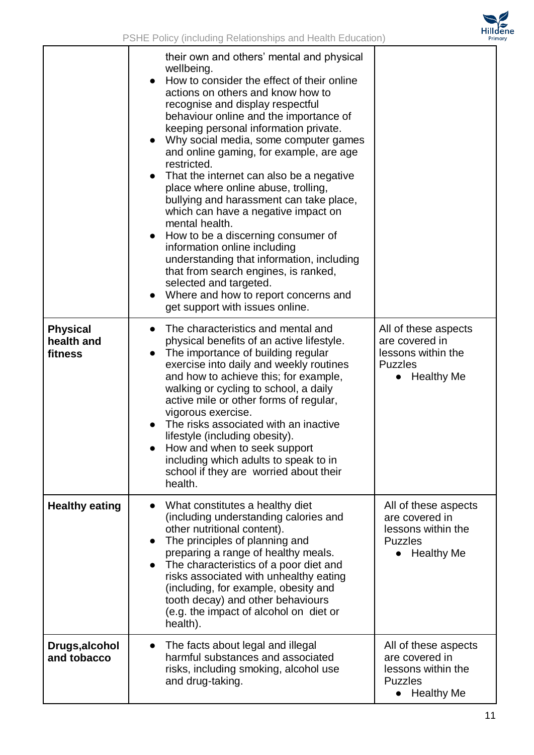| | | |
|---|---|---|
| | their own and others' mental and physical wellbeing.<br>• How to consider the effect of their online actions on others and know how to recognise and display respectful behaviour online and the importance of keeping personal information private.<br>• Why social media, some computer games and online gaming, for example, are age restricted.<br>• That the internet can also be a negative place where online abuse, trolling, bullying and harassment can take place, which can have a negative impact on mental health.<br>• How to be a discerning consumer of information online including understanding that information, including that from search engines, is ranked, selected and targeted.<br>• Where and how to report concerns and get support with issues online. | |
| **Physical health and fitness** | • The characteristics and mental and physical benefits of an active lifestyle.<br>• The importance of building regular exercise into daily and weekly routines and how to achieve this; for example, walking or cycling to school, a daily active mile or other forms of regular, vigorous exercise.<br>• The risks associated with an inactive lifestyle (including obesity).<br>• How and when to seek support including which adults to speak to in school if they are worried about their health. | All of these aspects are covered in lessons within the Puzzles<br>• Healthy Me |
| **Healthy eating** | • What constitutes a healthy diet (including understanding calories and other nutritional content).<br>• The principles of planning and preparing a range of healthy meals.<br>• The characteristics of a poor diet and risks associated with unhealthy eating (including, for example, obesity and tooth decay) and other behaviours (e.g. the impact of alcohol on diet or health). | All of these aspects are covered in lessons within the Puzzles<br>• Healthy Me |
| **Drugs,alcohol and tobacco** | • The facts about legal and illegal harmful substances and associated risks, including smoking, alcohol use and drug-taking. | All of these aspects are covered in lessons within the Puzzles<br>• Healthy Me |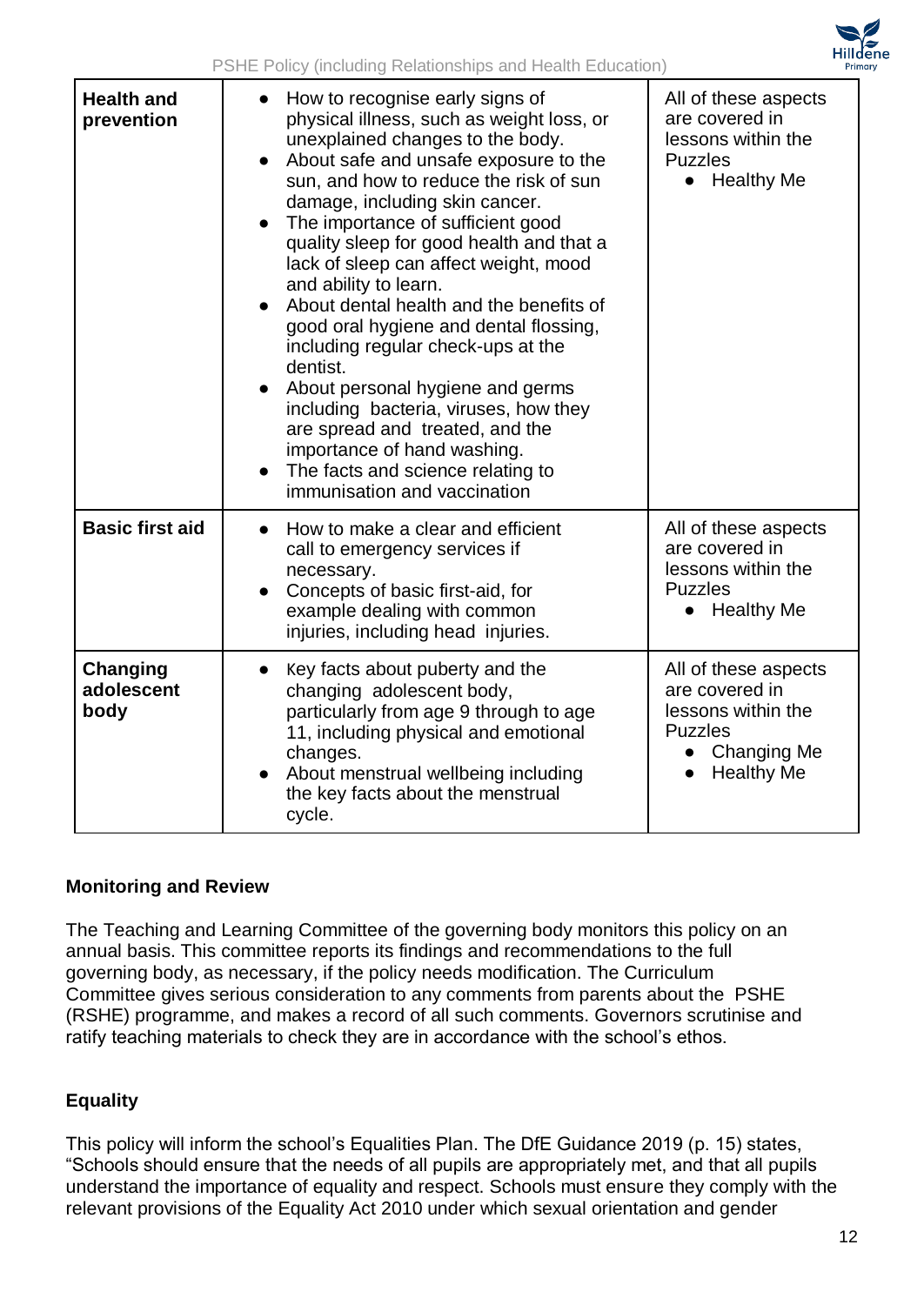| Health and prevention | • How to recognise early signs of physical illness, such as weight loss, or unexplained changes to the body.<br>• About safe and unsafe exposure to the sun, and how to reduce the risk of sun damage, including skin cancer.<br>• The importance of sufficient good quality sleep for good health and that a lack of sleep can affect weight, mood and ability to learn.<br>• About dental health and the benefits of good oral hygiene and dental flossing, including regular check-ups at the dentist.<br>• About personal hygiene and germs including bacteria, viruses, how they are spread and treated, and the importance of hand washing.<br>• The facts and science relating to immunisation and vaccination | All of these aspects are covered in lessons within the Puzzles<br>• Healthy Me |
|---|---|---|
| **Basic first aid** | • How to make a clear and efficient call to emergency services if necessary.<br>• Concepts of basic first-aid, for example dealing with common injuries, including head injuries. | All of these aspects are covered in lessons within the Puzzles<br>• Healthy Me |
| **Changing adolescent body** | • Key facts about puberty and the changing adolescent body, particularly from age 9 through to age 11, including physical and emotional changes.<br>• About menstrual wellbeing including the key facts about the menstrual cycle. | All of these aspects are covered in lessons within the Puzzles<br>• Changing Me<br>• Healthy Me |

## Monitoring and Review

The Teaching and Learning Committee of the governing body monitors this policy on an annual basis. This committee reports its findings and recommendations to the full governing body, as necessary, if the policy needs modification. The Curriculum Committee gives serious consideration to any comments from parents about the PSHE (RSHE) programme, and makes a record of all such comments. Governors scrutinise and ratify teaching materials to check they are in accordance with the school's ethos.

## Equality

This policy will inform the school's Equalities Plan. The DfE Guidance 2019 (p. 15) states, "Schools should ensure that the needs of all pupils are appropriately met, and that all pupils understand the importance of equality and respect. Schools must ensure they comply with the relevant provisions of the Equality Act 2010 under which sexual orientation and gender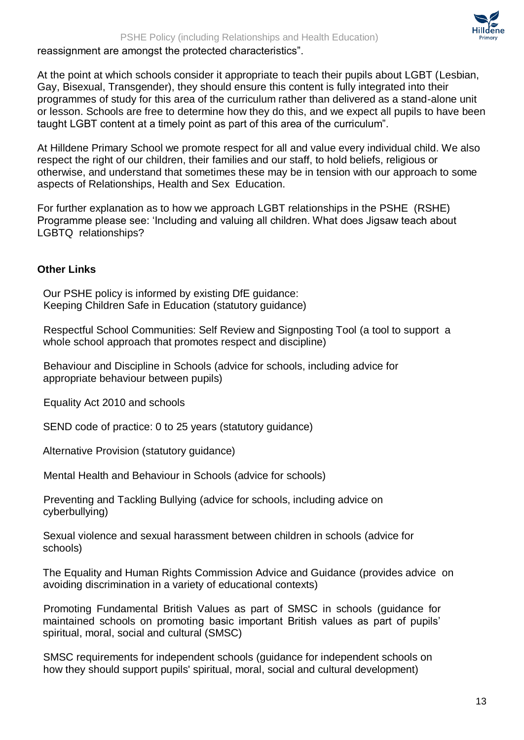reassignment are amongst the protected characteristics".

At the point at which schools consider it appropriate to teach their pupils about LGBT (Lesbian, Gay, Bisexual, Transgender), they should ensure this content is fully integrated into their programmes of study for this area of the curriculum rather than delivered as a stand-alone unit or lesson. Schools are free to determine how they do this, and we expect all pupils to have been taught LGBT content at a timely point as part of this area of the curriculum".

At Hilldene Primary School we promote respect for all and value every individual child. We also respect the right of our children, their families and our staff, to hold beliefs, religious or otherwise, and understand that sometimes these may be in tension with our approach to some aspects of Relationships, Health and Sex Education.

For further explanation as to how we approach LGBT relationships in the PSHE (RSHE) Programme please see: 'Including and valuing all children. What does Jigsaw teach about LGBTQ relationships?

**Other Links**

Our PSHE policy is informed by existing DfE guidance:
Keeping Children Safe in Education (statutory guidance)

Respectful School Communities: Self Review and Signposting Tool (a tool to support a whole school approach that promotes respect and discipline)

Behaviour and Discipline in Schools (advice for schools, including advice for appropriate behaviour between pupils)

Equality Act 2010 and schools

SEND code of practice: 0 to 25 years (statutory guidance)

Alternative Provision (statutory guidance)

Mental Health and Behaviour in Schools (advice for schools)

Preventing and Tackling Bullying (advice for schools, including advice on cyberbullying)

Sexual violence and sexual harassment between children in schools (advice for schools)

The Equality and Human Rights Commission Advice and Guidance (provides advice on avoiding discrimination in a variety of educational contexts)

Promoting Fundamental British Values as part of SMSC in schools (guidance for maintained schools on promoting basic important British values as part of pupils' spiritual, moral, social and cultural (SMSC)

SMSC requirements for independent schools (guidance for independent schools on how they should support pupils' spiritual, moral, social and cultural development)